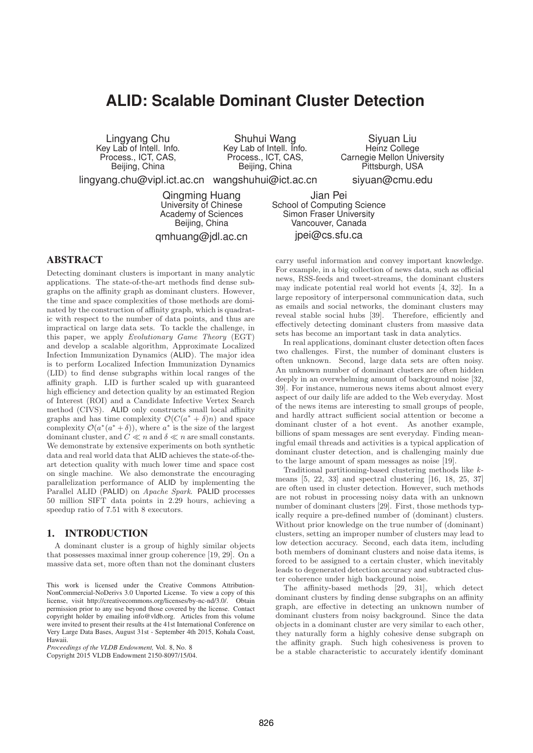# ALID: Scalable Dominant Cluster Detection

Lingyang Chu
Key Lab of Intell. Info. Process., ICT, CAS, Beijing, China
lingyang.chu@vipl.ict.ac.cn

Shuhui Wang
Key Lab of Intell. Info. Process., ICT, CAS, Beijing, China
wangshuhui@ict.ac.cn

Siyuan Liu
Heinz College
Carnegie Mellon University
Pittsburgh, USA
siyuan@cmu.edu

Qingming Huang
University of Chinese Academy of Sciences
Beijing, China
qmhuang@jdl.ac.cn

Jian Pei
School of Computing Science
Simon Fraser University
Vancouver, Canada
jpei@cs.sfu.ca

## ABSTRACT

Detecting dominant clusters is important in many analytic applications. The state-of-the-art methods find dense subgraphs on the affinity graph as dominant clusters. However, the time and space complexities of those methods are dominated by the construction of affinity graph, which is quadratic with respect to the number of data points, and thus are impractical on large data sets. To tackle the challenge, in this paper, we apply *Evolutionary Game Theory* (EGT) and develop a scalable algorithm, Approximate Localized Infection Immunization Dynamics (ALID). The major idea is to perform Localized Infection Immunization Dynamics (LID) to find dense subgraphs within local ranges of the affinity graph. LID is further scaled up with guaranteed high efficiency and detection quality by an estimated Region of Interest (ROI) and a Candidate Infective Vertex Search method (CIVS). ALID only constructs small local affinity graphs and has time complexity $\mathcal{O}(C(a^* + \delta)n)$ and space complexity $\mathcal{O}(a^*(a^* + \delta))$, where $a^*$ is the size of the largest dominant cluster, and $C \ll n$ and $\delta \ll n$ are small constants. We demonstrate by extensive experiments on both synthetic data and real world data that ALID achieves the state-of-the-art detection quality with much lower time and space cost on single machine. We also demonstrate the encouraging parallelization performance of ALID by implementing the Parallel ALID (PALID) on *Apache Spark*. PALID processes 50 million SIFT data points in 2.29 hours, achieving a speedup ratio of 7.51 with 8 executors.

## 1. INTRODUCTION

A dominant cluster is a group of highly similar objects that possesses maximal inner group coherence [19, 29]. On a massive data set, more often than not the dominant clusters carry useful information and convey important knowledge. For example, in a big collection of news data, such as official news, RSS-feeds and tweet-streams, the dominant clusters may indicate potential real world hot events [4, 32]. In a large repository of interpersonal communication data, such as emails and social networks, the dominant clusters may reveal stable social hubs [39]. Therefore, efficiently and effectively detecting dominant clusters from massive data sets has become an important task in data analytics.

In real applications, dominant cluster detection often faces two challenges. First, the number of dominant clusters is often unknown. Second, large data sets are often noisy. An unknown number of dominant clusters are often hidden deeply in an overwhelming amount of background noise [32, 39]. For instance, numerous news items about almost every aspect of our daily life are added to the Web everyday. Most of the news items are interesting to small groups of people, and hardly attract sufficient social attention or become a dominant cluster of a hot event. As another example, billions of spam messages are sent everyday. Finding meaningful email threads and activities is a typical application of dominant cluster detection, and is challenging mainly due to the large amount of spam messages as noise [19].

Traditional partitioning-based clustering methods like $k$-means [5, 22, 33] and spectral clustering [16, 18, 25, 37] are often used in cluster detection. However, such methods are not robust in processing noisy data with an unknown number of dominant clusters [29]. First, those methods typically require a pre-defined number of (dominant) clusters. Without prior knowledge on the true number of (dominant) clusters, setting an improper number of clusters may lead to low detection accuracy. Second, each data item, including both members of dominant clusters and noise data items, is forced to be assigned to a certain cluster, which inevitably leads to degenerated detection accuracy and subtracted cluster coherence under high background noise.

The affinity-based methods [29, 31], which detect dominant clusters by finding dense subgraphs on an affinity graph, are effective in detecting an unknown number of dominant clusters from noisy background. Since the data objects in a dominant cluster are very similar to each other, they naturally form a highly cohesive dense subgraph on the affinity graph. Such high cohesiveness is proven to be a stable characteristic to accurately identify dominant

This work is licensed under the Creative Commons Attribution-NonCommercial-NoDerivs 3.0 Unported License. To view a copy of this license, visit http://creativecommons.org/licenses/by-nc-nd/3.0/. Obtain permission prior to any use beyond those covered by the license. Contact copyright holder by emailing info@vldb.org. Articles from this volume were invited to present their results at the 41st International Conference on Very Large Data Bases, August 31st - September 4th 2015, Kohala Coast, Hawaii.
*Proceedings of the VLDB Endowment,* Vol. 8, No. 8
Copyright 2015 VLDB Endowment 2150-8097/15/04.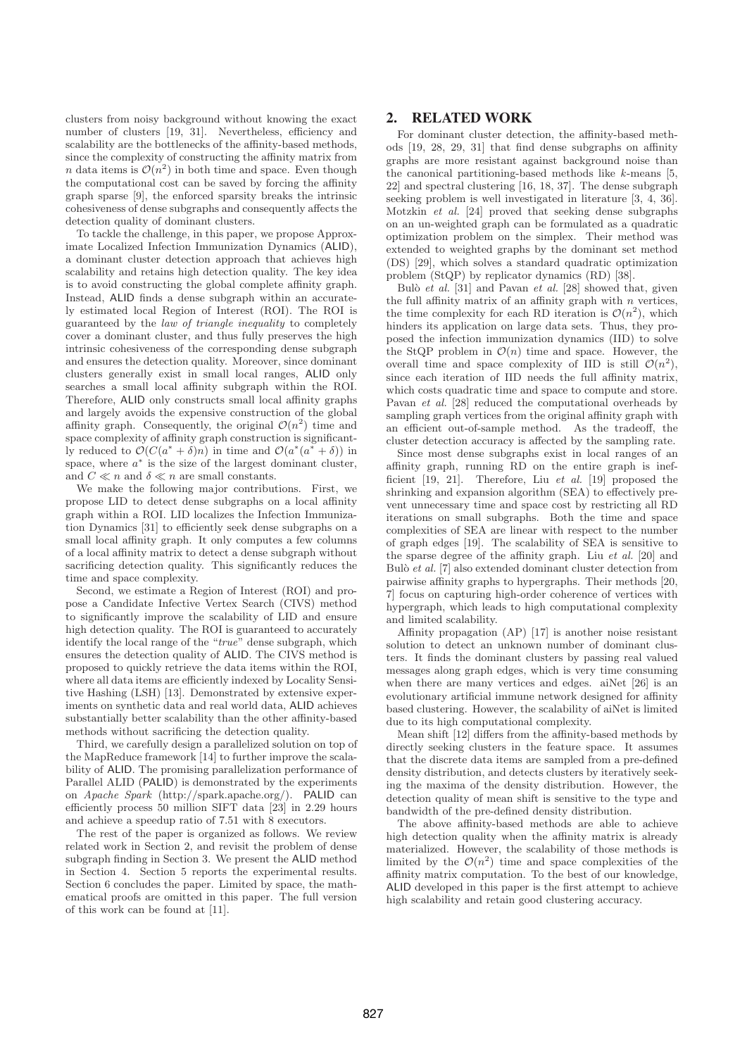clusters from noisy background without knowing the exact number of clusters [19, 31]. Nevertheless, efficiency and scalability are the bottlenecks of the affinity-based methods, since the complexity of constructing the affinity matrix from $n$ data items is $\mathcal{O}(n^2)$ in both time and space. Even though the computational cost can be saved by forcing the affinity graph sparse [9], the enforced sparsity breaks the intrinsic cohesiveness of dense subgraphs and consequently affects the detection quality of dominant clusters.

To tackle the challenge, in this paper, we propose Approximate Localized Infection Immunization Dynamics (ALID), a dominant cluster detection approach that achieves high scalability and retains high detection quality. The key idea is to avoid constructing the global complete affinity graph. Instead, ALID finds a dense subgraph within an accurately estimated local Region of Interest (ROI). The ROI is guaranteed by the *law of triangle inequality* to completely cover a dominant cluster, and thus fully preserves the high intrinsic cohesiveness of the corresponding dense subgraph and ensures the detection quality. Moreover, since dominant clusters generally exist in small local ranges, ALID only searches a small local affinity subgraph within the ROI. Therefore, ALID only constructs small local affinity graphs and largely avoids the expensive construction of the global affinity graph. Consequently, the original $\mathcal{O}(n^2)$ time and space complexity of affinity graph construction is significantly reduced to $\mathcal{O}(C(a^* + \delta)n)$ in time and $\mathcal{O}(a^*(a^* + \delta))$ in space, where $a^*$ is the size of the largest dominant cluster, and $C \ll n$ and $\delta \ll n$ are small constants.

We make the following major contributions. First, we propose LID to detect dense subgraphs on a local affinity graph within a ROI. LID localizes the Infection Immunization Dynamics [31] to efficiently seek dense subgraphs on a small local affinity graph. It only computes a few columns of a local affinity matrix to detect a dense subgraph without sacrificing detection quality. This significantly reduces the time and space complexity.

Second, we estimate a Region of Interest (ROI) and propose a Candidate Infective Vertex Search (CIVS) method to significantly improve the scalability of LID and ensure high detection quality. The ROI is guaranteed to accurately identify the local range of the "*true*" dense subgraph, which ensures the detection quality of ALID. The CIVS method is proposed to quickly retrieve the data items within the ROI, where all data items are efficiently indexed by Locality Sensitive Hashing (LSH) [13]. Demonstrated by extensive experiments on synthetic data and real world data, ALID achieves substantially better scalability than the other affinity-based methods without sacrificing the detection quality.

Third, we carefully design a parallelized solution on top of the MapReduce framework [14] to further improve the scalability of ALID. The promising parallelization performance of Parallel ALID (PALID) is demonstrated by the experiments on *Apache Spark* (http://spark.apache.org/). PALID can efficiently process 50 million SIFT data [23] in 2.29 hours and achieve a speedup ratio of 7.51 with 8 executors.

The rest of the paper is organized as follows. We review related work in Section 2, and revisit the problem of dense subgraph finding in Section 3. We present the ALID method in Section 4. Section 5 reports the experimental results. Section 6 concludes the paper. Limited by space, the mathematical proofs are omitted in this paper. The full version of this work can be found at [11].

## 2. RELATED WORK

For dominant cluster detection, the affinity-based methods [19, 28, 29, 31] that find dense subgraphs on affinity graphs are more resistant against background noise than the canonical partitioning-based methods like $k$-means [5, 22] and spectral clustering [16, 18, 37]. The dense subgraph seeking problem is well investigated in literature [3, 4, 36]. Motzkin *et al.* [24] proved that seeking dense subgraphs on an un-weighted graph can be formulated as a quadratic optimization problem on the simplex. Their method was extended to weighted graphs by the dominant set method (DS) [29], which solves a standard quadratic optimization problem (StQP) by replicator dynamics (RD) [38].

Bulò *et al.* [31] and Pavan *et al.* [28] showed that, given the full affinity matrix of an affinity graph with $n$ vertices, the time complexity for each RD iteration is $\mathcal{O}(n^2)$, which hinders its application on large data sets. Thus, they proposed the infection immunization dynamics (IID) to solve the StQP problem in $\mathcal{O}(n)$ time and space. However, the overall time and space complexity of IID is still $\mathcal{O}(n^2)$, since each iteration of IID needs the full affinity matrix, which costs quadratic time and space to compute and store. Pavan *et al.* [28] reduced the computational overheads by sampling graph vertices from the original affinity graph with an efficient out-of-sample method. As the tradeoff, the cluster detection accuracy is affected by the sampling rate.

Since most dense subgraphs exist in local ranges of an affinity graph, running RD on the entire graph is inefficient [19, 21]. Therefore, Liu *et al.* [19] proposed the shrinking and expansion algorithm (SEA) to effectively prevent unnecessary time and space cost by restricting all RD iterations on small subgraphs. Both the time and space complexities of SEA are linear with respect to the number of graph edges [19]. The scalability of SEA is sensitive to the sparse degree of the affinity graph. Liu *et al.* [20] and Bulò *et al.* [7] also extended dominant cluster detection from pairwise affinity graphs to hypergraphs. Their methods [20, 7] focus on capturing high-order coherence of vertices with hypergraph, which leads to high computational complexity and limited scalability.

Affinity propagation (AP) [17] is another noise resistant solution to detect an unknown number of dominant clusters. It finds the dominant clusters by passing real valued messages along graph edges, which is very time consuming when there are many vertices and edges. aiNet [26] is an evolutionary artificial immune network designed for affinity based clustering. However, the scalability of aiNet is limited due to its high computational complexity.

Mean shift [12] differs from the affinity-based methods by directly seeking clusters in the feature space. It assumes that the discrete data items are sampled from a pre-defined density distribution, and detects clusters by iteratively seeking the maxima of the density distribution. However, the detection quality of mean shift is sensitive to the type and bandwidth of the pre-defined density distribution.

The above affinity-based methods are able to achieve high detection quality when the affinity matrix is already materialized. However, the scalability of those methods is limited by the $\mathcal{O}(n^2)$ time and space complexities of the affinity matrix computation. To the best of our knowledge, ALID developed in this paper is the first attempt to achieve high scalability and retain good clustering accuracy.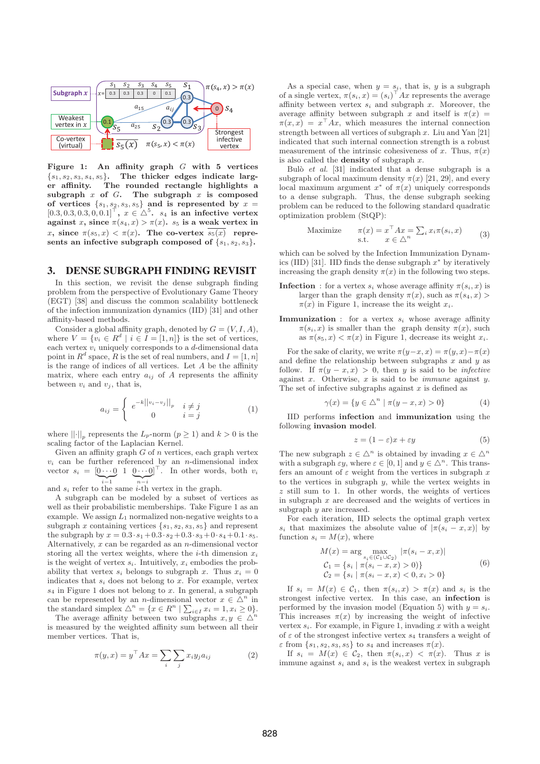**Figure 1: An affinity graph $G$ with 5 vertices $\{s_1, s_2, s_3, s_4, s_5\}$. The thicker edges indicate larger affinity. The rounded rectangle highlights a subgraph $x$ of $G$. The subgraph $x$ is composed of vertices $\{s_1, s_2, s_3, s_5\}$ and is represented by $x = [0.3, 0.3, 0.3, 0, 0.1]^\top$, $x \in \triangle^5$. $s_4$ is an infective vertex against $x$, since $\pi(s_4, x) > \pi(x)$. $s_5$ is a weak vertex in $x$, since $\pi(s_5, x) < \pi(x)$. The co-vertex $\overline{s_5(x)}$ represents an infective subgraph composed of $\{s_1, s_2, s_3\}$.**

## 3. DENSE SUBGRAPH FINDING REVISIT

In this section, we revisit the dense subgraph finding problem from the perspective of Evolutionary Game Theory (EGT) [38] and discuss the common scalability bottleneck of the infection immunization dynamics (IID) [31] and other affinity-based methods.

Consider a global affinity graph, denoted by $G = (V, I, A)$, where $V = \{v_i \in R^d \mid i \in I = [1, n]\}$ is the set of vertices, each vertex $v_i$ uniquely corresponds to a $d$-dimensional data point in $R^d$ space, $R$ is the set of real numbers, and $I = [1, n]$ is the range of indices of all vertices. Let $A$ be the affinity matrix, where each entry $a_{ij}$ of $A$ represents the affinity between $v_i$ and $v_j$, that is,

$$a_{ij} = \begin{cases} e^{-k||v_i - v_j||_p} & i \neq j \\ 0 & i = j \end{cases} \tag{1}$$

where $||\cdot||_p$ represents the $L_p$-norm ($p \geq 1$) and $k > 0$ is the scaling factor of the Laplacian Kernel.

Given an affinity graph $G$ of $n$ vertices, each graph vertex $v_i$ can be further referenced by an $n$-dimensional index vector $s_i = [\underbrace{0 \cdots 0}_{i-1} \; 1 \; \underbrace{0 \cdots 0}_{n-i}]^\top$. In other words, both $v_i$ and $s_i$ refer to the same $i$-th vertex in the graph.

A subgraph can be modeled by a subset of vertices as well as their probabilistic memberships. Take Figure 1 as an example. We assign $L_1$ normalized non-negative weights to a subgraph $x$ containing vertices $\{s_1, s_2, s_3, s_5\}$ and represent the subgraph by $x = 0.3 \cdot s_1 + 0.3 \cdot s_2 + 0.3 \cdot s_3 + 0 \cdot s_4 + 0.1 \cdot s_5$. Alternatively, $x$ can be regarded as an $n$-dimensional vector storing all the vertex weights, where the $i$-th dimension $x_i$ is the weight of vertex $s_i$. Intuitively, $x_i$ embodies the probability that vertex $s_i$ belongs to subgraph $x$. Thus $x_i = 0$ indicates that $s_i$ does not belong to $x$. For example, vertex $s_4$ in Figure 1 does not belong to $x$. In general, a subgraph can be represented by an $n$-dimensional vector $x \in \triangle^n$ in the standard simplex $\triangle^n = \{x \in R^n \mid \sum_{i \in I} x_i = 1, x_i \geq 0\}$.

The average affinity between two subgraphs $x, y \in \triangle^n$ is measured by the weighted affinity sum between all their member vertices. That is,

$$\pi(y, x) = y^\top A x = \sum_i \sum_j x_i y_j a_{ij} \tag{2}$$

As a special case, when $y = s_i$, that is, $y$ is a subgraph of a single vertex, $\pi(s_i, x) = (s_i)^\top A x$ represents the average affinity between vertex $s_i$ and subgraph $x$. Moreover, the average affinity between subgraph $x$ and itself is $\pi(x) = \pi(x, x) = x^\top A x$, which measures the internal connection strength between all vertices of subgraph $x$. Liu and Yan [21] indicated that such internal connection strength is a robust measurement of the intrinsic cohesiveness of $x$. Thus, $\pi(x)$ is also called the **density** of subgraph $x$.

Bulò *et al.* [31] indicated that a dense subgraph is a subgraph of local maximum density $\pi(x)$ [21, 29], and every local maximum argument $x^*$ of $\pi(x)$ uniquely corresponds to a dense subgraph. Thus, the dense subgraph seeking problem can be reduced to the following standard quadratic optimization problem (StQP):

$$\begin{aligned} \text{Maximize} \quad & \pi(x) = x^\top A x = \textstyle\sum_i x_i \pi(s_i, x) \\ \text{s.t.} \quad & x \in \triangle^n \end{aligned} \tag{3}$$

which can be solved by the Infection Immunization Dynamics (IID) [31]. IID finds the dense subgraph $x^*$ by iteratively increasing the graph density $\pi(x)$ in the following two steps.

**Infection** : for a vertex $s_i$ whose average affinity $\pi(s_i, x)$ is larger than the graph density $\pi(x)$, such as $\pi(s_4, x) > \pi(x)$ in Figure 1, increase the its weight $x_i$.

**Immunization** : for a vertex $s_i$ whose average affinity $\pi(s_i, x)$ is smaller than the graph density $\pi(x)$, such as $\pi(s_5, x) < \pi(x)$ in Figure 1, decrease its weight $x_i$.

For the sake of clarity, we write $\pi(y - x, x) = \pi(y, x) - \pi(x)$ and define the relationship between subgraphs $x$ and $y$ as follow. If $\pi(y - x, x) > 0$, then $y$ is said to be *infective* against $x$. Otherwise, $x$ is said to be *immune* against $y$. The set of infective subgraphs against $x$ is defined as

$$\gamma(x) = \{y \in \triangle^n \mid \pi(y - x, x) > 0\} \tag{4}$$

IID performs **infection** and **immunization** using the following **invasion model**.

$$z = (1 - \varepsilon)x + \varepsilon y \tag{5}$$

The new subgraph $z \in \triangle^n$ is obtained by invading $x \in \triangle^n$ with a subgraph $\varepsilon y$, where $\varepsilon \in [0, 1]$ and $y \in \triangle^n$. This transfers an amount of $\varepsilon$ weight from the vertices in subgraph $x$ to the vertices in subgraph $y$, while the vertex weights in $z$ still sum to 1. In other words, the weights of vertices in subgraph $x$ are decreased and the weights of vertices in subgraph $y$ are increased.

For each iteration, IID selects the optimal graph vertex $s_i$ that maximizes the absolute value of $|\pi(s_i - x, x)|$ by function $s_i = M(x)$, where

$$\begin{aligned} M(x) &= \arg \max_{s_i \in (\mathcal{C}_1 \cup \mathcal{C}_2)} |\pi(s_i - x, x)| \\ \mathcal{C}_1 &= \{s_i \mid \pi(s_i - x, x) > 0)\} \\ \mathcal{C}_2 &= \{s_i \mid \pi(s_i - x, x) < 0, x_i > 0\} \end{aligned} \tag{6}$$

If $s_i = M(x) \in \mathcal{C}_1$, then $\pi(s_i, x) > \pi(x)$ and $s_i$ is the strongest infective vertex. In this case, an **infection** is performed by the invasion model (Equation 5) with $y = s_i$. This increases $\pi(x)$ by increasing the weight of infective vertex $s_i$. For example, in Figure 1, invading $x$ with a weight of $\varepsilon$ of the strongest infective vertex $s_4$ transfers a weight of $\varepsilon$ from $\{s_1, s_2, s_3, s_5\}$ to $s_4$ and increases $\pi(x)$.

If $s_i = M(x) \in \mathcal{C}_2$, then $\pi(s_i, x) < \pi(x)$. Thus $x$ is immune against $s_i$ and $s_i$ is the weakest vertex in subgraph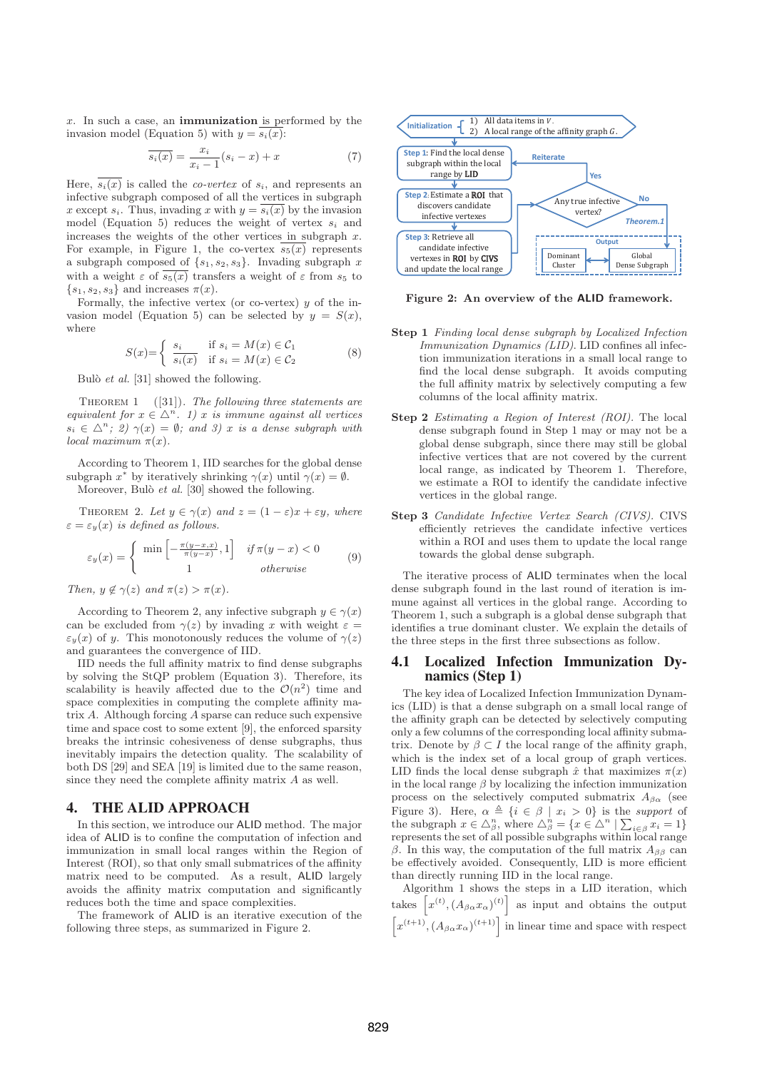$x$. In such a case, an **immunization** is performed by the invasion model (Equation 5) with $y = \overline{s_i}(x)$:

$$\overline{s_i}(x) = \frac{x_i}{x_i - 1}(s_i - x) + x \tag{7}$$

Here, $\overline{s_i}(x)$ is called the *co-vertex* of $s_i$, and represents an infective subgraph composed of all the vertices in subgraph $x$ except $s_i$. Thus, invading $x$ with $y = \overline{s_i}(x)$ by the invasion model (Equation 5) reduces the weight of vertex $s_i$ and increases the weights of the other vertices in subgraph $x$. For example, in Figure 1, the co-vertex $\overline{s_5}(x)$ represents a subgraph composed of $\{s_1, s_2, s_3\}$. Invading subgraph $x$ with a weight $\varepsilon$ of $\overline{s_5}(x)$ transfers a weight of $\varepsilon$ from $s_5$ to $\{s_1, s_2, s_3\}$ and increases $\pi(x)$.

Formally, the infective vertex (or co-vertex) $y$ of the invasion model (Equation 5) can be selected by $y = S(x)$, where

$$S(x) = \begin{cases} s_i & \text{if } s_i = M(x) \in \mathcal{C}_1 \\ \overline{s_i}(x) & \text{if } s_i = M(x) \in \mathcal{C}_2 \end{cases} \tag{8}$$

Bulò *et al.* [31] showed the following.

Theorem 1 ([31]). *The following three statements are equivalent for $x \in \triangle^n$. 1) $x$ is immune against all vertices $s_i \in \triangle^n$; 2) $\gamma(x) = \emptyset$; and 3) $x$ is a dense subgraph with local maximum $\pi(x)$.*

According to Theorem 1, IID searches for the global dense subgraph $x^*$ by iteratively shrinking $\gamma(x)$ until $\gamma(x) = \emptyset$.

Moreover, Bulò *et al.* [30] showed the following.

Theorem 2. *Let $y \in \gamma(x)$ and $z = (1-\varepsilon)x + \varepsilon y$, where $\varepsilon = \varepsilon_y(x)$ is defined as follows.*

$$\varepsilon_y(x) = \begin{cases} \min\left[-\frac{\pi(y-x,x)}{\pi(y-x)}, 1\right] & \textit{if } \pi(y-x) < 0 \\ 1 & \textit{otherwise} \end{cases} \tag{9}$$

*Then, $y \notin \gamma(z)$ and $\pi(z) > \pi(x)$.*

According to Theorem 2, any infective subgraph $y \in \gamma(x)$ can be excluded from $\gamma(z)$ by invading $x$ with weight $\varepsilon = \varepsilon_y(x)$ of $y$. This monotonously reduces the volume of $\gamma(z)$ and guarantees the convergence of IID.

IID needs the full affinity matrix to find dense subgraphs by solving the StQP problem (Equation 3). Therefore, its scalability is heavily affected due to the $\mathcal{O}(n^2)$ time and space complexities in computing the complete affinity matrix $A$. Although forcing $A$ sparse can reduce such expensive time and space cost to some extent [9], the enforced sparsity breaks the intrinsic cohesiveness of dense subgraphs, thus inevitably impairs the detection quality. The scalability of both DS [29] and SEA [19] is limited due to the same reason, since they need the complete affinity matrix $A$ as well.

## 4. THE ALID APPROACH

In this section, we introduce our ALID method. The major idea of ALID is to confine the computation of infection and immunization in small local ranges within the Region of Interest (ROI), so that only small submatrices of the affinity matrix need to be computed. As a result, ALID largely avoids the affinity matrix computation and significantly reduces both the time and space complexities.

The framework of ALID is an iterative execution of the following three steps, as summarized in Figure 2.

Initialization: 1) All data items in $V$. 2) A local range of the affinity graph $G$.
Step 1: Find the local dense subgraph within the local range by LID
Step 2: Estimate a ROI that discovers candidate infective vertexes
Step 3: Retrieve all candidate infective vertexes in ROI by CIVS and update the local range
Any true infective vertex? Yes → Reiterate; No (Theorem.1) → Output: Dominant Cluster, Global Dense Subgraph

Figure 2: An overview of the ALID framework.

**Step 1** *Finding local dense subgraph by Localized Infection Immunization Dynamics (LID).* LID confines all infection immunization iterations in a small local range to find the local dense subgraph. It avoids computing the full affinity matrix by selectively computing a few columns of the local affinity matrix.

**Step 2** *Estimating a Region of Interest (ROI).* The local dense subgraph found in Step 1 may or may not be a global dense subgraph, since there may still be global infective vertices that are not covered by the current local range, as indicated by Theorem 1. Therefore, we estimate a ROI to identify the candidate infective vertices in the global range.

**Step 3** *Candidate Infective Vertex Search (CIVS).* CIVS efficiently retrieves the candidate infective vertices within a ROI and uses them to update the local range towards the global dense subgraph.

The iterative process of ALID terminates when the local dense subgraph found in the last round of iteration is immune against all vertices in the global range. According to Theorem 1, such a subgraph is a global dense subgraph that identifies a true dominant cluster. We explain the details of the three steps in the first three subsections as follow.

### 4.1 Localized Infection Immunization Dynamics (Step 1)

The key idea of Localized Infection Immunization Dynamics (LID) is that a dense subgraph on a small local range of the affinity graph can be detected by selectively computing only a few columns of the corresponding local affinity submatrix. Denote by $\beta \subset I$ the local range of the affinity graph, which is the index set of a local group of graph vertices. LID finds the local dense subgraph $\hat{x}$ that maximizes $\pi(x)$ in the local range $\beta$ by localizing the infection immunization process on the selectively computed submatrix $A_{\beta\alpha}$ (see Figure 3). Here, $\alpha \triangleq \{i \in \beta \mid x_i > 0\}$ is the *support* of the subgraph $x \in \triangle^n_\beta$, where $\triangle^n_\beta = \{x \in \triangle^n \mid \sum_{i \in \beta} x_i = 1\}$ represents the set of all possible subgraphs within local range $\beta$. In this way, the computation of the full matrix $A_{\beta\beta}$ can be effectively avoided. Consequently, LID is more efficient than directly running IID in the local range.

Algorithm 1 shows the steps in a LID iteration, which takes $\left[x^{(t)}, (A_{\beta\alpha}x_\alpha)^{(t)}\right]$ as input and obtains the output $\left[x^{(t+1)}, (A_{\beta\alpha}x_\alpha)^{(t+1)}\right]$ in linear time and space with respect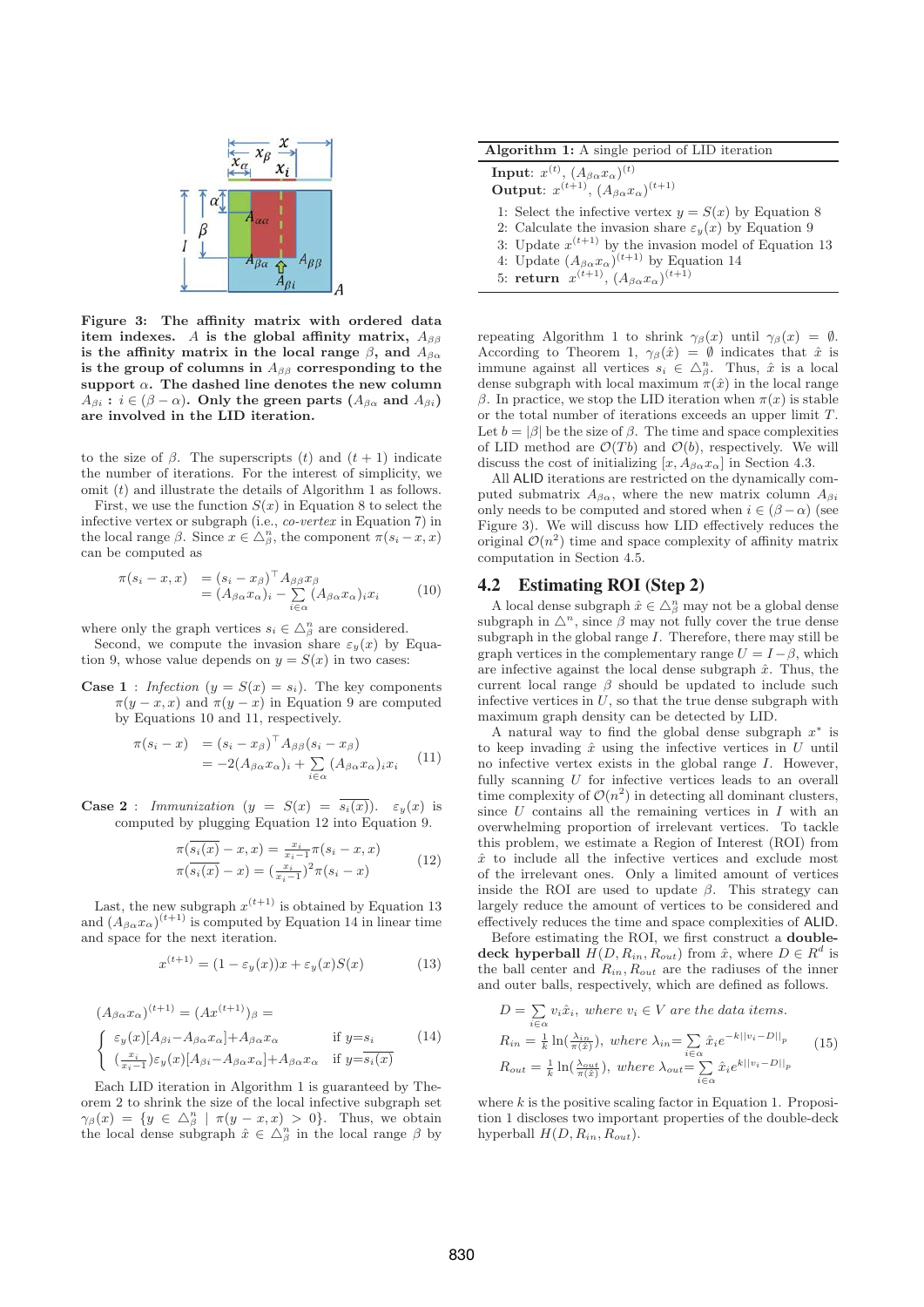Figure 3: The affinity matrix with ordered data item indexes. $A$ is the global affinity matrix, $A_{\beta\beta}$ is the affinity matrix in the local range $\beta$, and $A_{\beta\alpha}$ is the group of columns in $A_{\beta\beta}$ corresponding to the support $\alpha$. The dashed line denotes the new column $A_{\beta i}$ : $i \in (\beta - \alpha)$. Only the green parts ($A_{\beta\alpha}$ and $A_{\beta i}$) are involved in the LID iteration.

to the size of $\beta$. The superscripts $(t)$ and $(t+1)$ indicate the number of iterations. For the interest of simplicity, we omit $(t)$ and illustrate the details of Algorithm 1 as follows.

First, we use the function $S(x)$ in Equation 8 to select the infective vertex or subgraph (i.e., *co-vertex* in Equation 7) in the local range $\beta$. Since $x \in \triangle^n_\beta$, the component $\pi(s_i - x, x)$ can be computed as

$$\begin{aligned} \pi(s_i - x, x) &= (s_i - x_\beta)^\top A_{\beta\beta} x_\beta \\ &= (A_{\beta\alpha} x_\alpha)_i - \sum_{i \in \alpha} (A_{\beta\alpha} x_\alpha)_i x_i \end{aligned} \tag{10}$$

where only the graph vertices $s_i \in \triangle^n_\beta$ are considered.

Second, we compute the invasion share $\varepsilon_y(x)$ by Equation 9, whose value depends on $y = S(x)$ in two cases:

**Case 1** : *Infection* ($y = S(x) = s_i$). The key components $\pi(y - x, x)$ and $\pi(y - x)$ in Equation 9 are computed by Equations 10 and 11, respectively.

$$\begin{aligned} \pi(s_i - x) &= (s_i - x_\beta)^\top A_{\beta\beta}(s_i - x_\beta) \\ &= -2(A_{\beta\alpha} x_\alpha)_i + \sum_{i \in \alpha} (A_{\beta\alpha} x_\alpha)_i x_i \end{aligned} \tag{11}$$

**Case 2** : *Immunization* ($y = S(x) = \overline{s_i(x)}$). $\varepsilon_y(x)$ is computed by plugging Equation 12 into Equation 9.

$$\begin{aligned} \pi(\overline{s_i(x)} - x, x) &= \tfrac{x_i}{x_i - 1} \pi(s_i - x, x) \\ \pi(\overline{s_i(x)} - x) &= (\tfrac{x_i}{x_i - 1})^2 \pi(s_i - x) \end{aligned} \tag{12}$$

Last, the new subgraph $x^{(t+1)}$ is obtained by Equation 13 and $(A_{\beta\alpha} x_\alpha)^{(t+1)}$ is computed by Equation 14 in linear time and space for the next iteration.

$$x^{(t+1)} = (1 - \varepsilon_y(x))x + \varepsilon_y(x) S(x) \tag{13}$$

$$\begin{aligned} &(A_{\beta\alpha} x_\alpha)^{(t+1)} = (Ax^{(t+1)})_\beta = \\ &\begin{cases} \varepsilon_y(x)[A_{\beta i} - A_{\beta\alpha} x_\alpha] + A_{\beta\alpha} x_\alpha & \text{if } y = s_i \\ (\frac{x_i}{x_i - 1})\varepsilon_y(x)[A_{\beta i} - A_{\beta\alpha} x_\alpha] + A_{\beta\alpha} x_\alpha & \text{if } y = \overline{s_i(x)} \end{cases} \end{aligned} \tag{14}$$

Each LID iteration in Algorithm 1 is guaranteed by Theorem 2 to shrink the size of the local infective subgraph set $\gamma_\beta(x) = \{y \in \triangle^n_\beta \mid \pi(y - x, x) > 0\}$. Thus, we obtain the local dense subgraph $\hat{x} \in \triangle^n_\beta$ in the local range $\beta$ by

**Algorithm 1:** A single period of LID iteration

**Input**: $x^{(t)}$, $(A_{\beta\alpha} x_\alpha)^{(t)}$
**Output**: $x^{(t+1)}$, $(A_{\beta\alpha} x_\alpha)^{(t+1)}$

1: Select the infective vertex $y = S(x)$ by Equation 8
2: Calculate the invasion share $\varepsilon_y(x)$ by Equation 9
3: Update $x^{(t+1)}$ by the invasion model of Equation 13
4: Update $(A_{\beta\alpha} x_\alpha)^{(t+1)}$ by Equation 14
5: **return** $x^{(t+1)}$, $(A_{\beta\alpha} x_\alpha)^{(t+1)}$

repeating Algorithm 1 to shrink $\gamma_\beta(x)$ until $\gamma_\beta(x) = \emptyset$. According to Theorem 1, $\gamma_\beta(\hat{x}) = \emptyset$ indicates that $\hat{x}$ is immune against all vertices $s_i \in \triangle^n_\beta$. Thus, $\hat{x}$ is a local dense subgraph with local maximum $\pi(\hat{x})$ in the local range $\beta$. In practice, we stop the LID iteration when $\pi(x)$ is stable or the total number of iterations exceeds an upper limit $T$. Let $b = |\beta|$ be the size of $\beta$. The time and space complexities of LID method are $\mathcal{O}(Tb)$ and $\mathcal{O}(b)$, respectively. We will discuss the cost of initializing $[x, A_{\beta\alpha} x_\alpha]$ in Section 4.3.

All ALID iterations are restricted on the dynamically computed submatrix $A_{\beta\alpha}$, where the new matrix column $A_{\beta i}$ only needs to be computed and stored when $i \in (\beta - \alpha)$ (see Figure 3). We will discuss how LID effectively reduces the original $\mathcal{O}(n^2)$ time and space complexity of affinity matrix computation in Section 4.5.

## 4.2 Estimating ROI (Step 2)

A local dense subgraph $\hat{x} \in \triangle^n_\beta$ may not be a global dense subgraph in $\triangle^n$, since $\beta$ may not fully cover the true dense subgraph in the global range $I$. Therefore, there may still be graph vertices in the complementary range $U = I - \beta$, which are infective against the local dense subgraph $\hat{x}$. Thus, the current local range $\beta$ should be updated to include such infective vertices in $U$, so that the true dense subgraph with maximum graph density can be detected by LID.

A natural way to find the global dense subgraph $x^*$ is to keep invading $\hat{x}$ using the infective vertices in $U$ until no infective vertex exists in the global range $I$. However, fully scanning $U$ for infective vertices leads to an overall time complexity of $\mathcal{O}(n^2)$ in detecting all dominant clusters, since $U$ contains all the remaining vertices in $I$ with an overwhelming proportion of irrelevant vertices. To tackle this problem, we estimate a Region of Interest (ROI) from $\hat{x}$ to include all the infective vertices and exclude most of the irrelevant ones. Only a limited amount of vertices inside the ROI are used to update $\beta$. This strategy can largely reduce the amount of vertices to be considered and effectively reduces the time and space complexities of ALID.

Before estimating the ROI, we first construct a **double-deck hyperball** $H(D, R_{in}, R_{out})$ from $\hat{x}$, where $D \in R^d$ is the ball center and $R_{in}, R_{out}$ are the radiuses of the inner and outer balls, respectively, which are defined as follows.

$$\begin{aligned} &D = \sum_{i \in \alpha} v_i \hat{x}_i, \textit{ where } v_i \in V \textit{ are the data items.} \\ &R_{in} = \tfrac{1}{k} \ln(\tfrac{\lambda_{in}}{\pi(\hat{x})}), \textit{ where } \lambda_{in} = \sum_{i \in \alpha} \hat{x}_i e^{-k\|v_i - D\|_p} \\ &R_{out} = \tfrac{1}{k} \ln(\tfrac{\lambda_{out}}{\pi(\hat{x})}), \textit{ where } \lambda_{out} = \sum_{i \in \alpha} \hat{x}_i e^{k\|v_i - D\|_p} \end{aligned} \tag{15}$$

where $k$ is the positive scaling factor in Equation 1. Proposition 1 discloses two important properties of the double-deck hyperball $H(D, R_{in}, R_{out})$.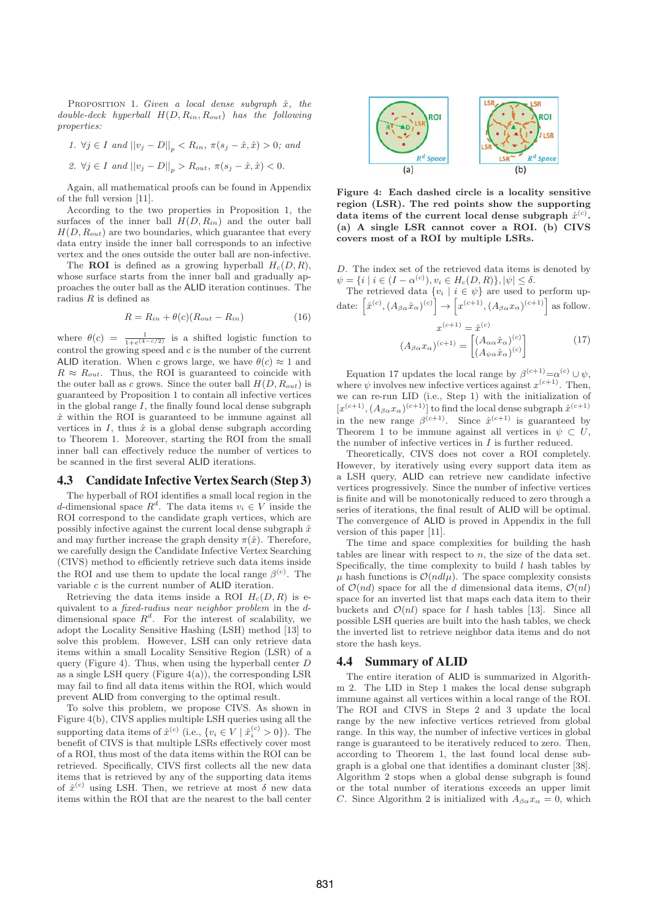PROPOSITION 1. *Given a local dense subgraph $\hat{x}$, the double-deck hyperball $H(D, R_{in}, R_{out})$ has the following properties:*

1. $\forall j \in I$ *and* $||v_j - D||_p < R_{in}$, $\pi(s_j - \hat{x}, \hat{x}) > 0$; *and*
2. $\forall j \in I$ *and* $||v_j - D||_p > R_{out}$, $\pi(s_j - \hat{x}, \hat{x}) < 0$.

Again, all mathematical proofs can be found in Appendix of the full version [11].

According to the two properties in Proposition 1, the surfaces of the inner ball $H(D, R_{in})$ and the outer ball $H(D, R_{out})$ are two boundaries, which guarantee that every data entry inside the inner ball corresponds to an infective vertex and the ones outside the outer ball are non-infective.

The **ROI** is defined as a growing hyperball $H_c(D, R)$, whose surface starts from the inner ball and gradually approaches the outer ball as the ALID iteration continues. The radius $R$ is defined as

$$R = R_{in} + \theta(c)(R_{out} - R_{in}) \quad (16)$$

where $\theta(c) = \frac{1}{1+e^{(4-c/2)}}$ is a shifted logistic function to control the growing speed and $c$ is the number of the current ALID iteration. When $c$ grows, we have $\theta(c) \approx 1$ and $R \approx R_{out}$. Thus, the ROI is guaranteed to coincide with the outer ball as $c$ grows. Since the outer ball $H(D, R_{out})$ is guaranteed by Proposition 1 to contain all infective vertices in the global range $I$, the finally found local dense subgraph $\hat{x}$ within the ROI is guaranteed to be immune against all vertices in $I$, thus $\hat{x}$ is a global dense subgraph according to Theorem 1. Moreover, starting the ROI from the small inner ball can effectively reduce the number of vertices to be scanned in the first several ALID iterations.

## 4.3 Candidate Infective Vertex Search (Step 3)

The hyperball of ROI identifies a small local region in the $d$-dimensional space $R^d$. The data items $v_i \in V$ inside the ROI correspond to the candidate graph vertices, which are possibly infective against the current local dense subgraph $\hat{x}$ and may further increase the graph density $\pi(\hat{x})$. Therefore, we carefully design the Candidate Infective Vertex Searching (CIVS) method to efficiently retrieve such data items inside the ROI and use them to update the local range $\beta^{(c)}$. The variable $c$ is the current number of ALID iteration.

Retrieving the data items inside a ROI $H_c(D, R)$ is equivalent to a *fixed-radius near neighbor problem* in the $d$-dimensional space $R^d$. For the interest of scalability, we adopt the Locality Sensitive Hashing (LSH) method [13] to solve this problem. However, LSH can only retrieve data items within a small Locality Sensitive Region (LSR) of a query (Figure 4). Thus, when using the hyperball center $D$ as a single LSH query (Figure 4(a)), the corresponding LSR may fail to find all data items within the ROI, which would prevent ALID from converging to the optimal result.

To solve this problem, we propose CIVS. As shown in Figure 4(b), CIVS applies multiple LSH queries using all the supporting data items of $\hat{x}^{(c)}$ (i.e., $\{v_i \in V \mid \hat{x}_i^{(c)} > 0\}$). The benefit of CIVS is that multiple LSRs effectively cover most of a ROI, thus most of the data items within the ROI can be retrieved. Specifically, CIVS first collects all the new data items that is retrieved by any of the supporting data items of $\hat{x}^{(c)}$ using LSH. Then, we retrieve at most $\delta$ new data items within the ROI that are the nearest to the ball center $D$. The index set of the retrieved data items is denoted by $\psi = \{i \mid i \in (I - \alpha^{(c)}), v_i \in H_c(D, R)\}, |\psi| \leq \delta$.

**Figure 4: Each dashed circle is a locality sensitive region (LSR). The red points show the supporting data items of the current local dense subgraph $\hat{x}^{(c)}$. (a) A single LSR cannot cover a ROI. (b) CIVS covers most of a ROI by multiple LSRs.**

The retrieved data $\{v_i \mid i \in \psi\}$ are used to perform update: $\left[\hat{x}^{(c)}, (A_{\beta\alpha}\hat{x}_\alpha)^{(c)}\right] \rightarrow \left[x^{(c+1)}, (A_{\beta\alpha}x_\alpha)^{(c+1)}\right]$ as follow.

$$x^{(c+1)} = \hat{x}^{(c)}$$
$$(A_{\beta\alpha}x_\alpha)^{(c+1)} = \begin{bmatrix} (A_{\alpha\alpha}\hat{x}_\alpha)^{(c)} \\ (A_{\psi\alpha}\hat{x}_\alpha)^{(c)} \end{bmatrix} \quad (17)$$

Equation 17 updates the local range by $\beta^{(c+1)} = \alpha^{(c)} \cup \psi$, where $\psi$ involves new infective vertices against $x^{(c+1)}$. Then, we can re-run LID (i.e., Step 1) with the initialization of $[x^{(c+1)}, (A_{\beta\alpha}x_\alpha)^{(c+1)}]$ to find the local dense subgraph $\hat{x}^{(c+1)}$ in the new range $\beta^{(c+1)}$. Since $\hat{x}^{(c+1)}$ is guaranteed by Theorem 1 to be immune against all vertices in $\psi \subset U$, the number of infective vertices in $I$ is further reduced.

Theoretically, CIVS does not cover a ROI completely. However, by iteratively using every support data item as a LSH query, ALID can retrieve new candidate infective vertices progressively. Since the number of infective vertices is finite and will be monotonically reduced to zero through a series of iterations, the final result of ALID will be optimal. The convergence of ALID is proved in Appendix in the full version of this paper [11].

The time and space complexities for building the hash tables are linear with respect to $n$, the size of the data set. Specifically, the time complexity to build $l$ hash tables by $\mu$ hash functions is $\mathcal{O}(ndl\mu)$. The space complexity consists of $\mathcal{O}(nd)$ space for all the $d$ dimensional data items, $\mathcal{O}(nl)$ space for an inverted list that maps each data item to their buckets and $\mathcal{O}(nl)$ space for $l$ hash tables [13]. Since all possible LSH queries are built into the hash tables, we check the inverted list to retrieve neighbor data items and do not store the hash keys.

## 4.4 Summary of ALID

The entire iteration of ALID is summarized in Algorithm 2. The LID in Step 1 makes the local dense subgraph immune against all vertices within a local range of the ROI. The ROI and CIVS in Steps 2 and 3 update the local range by the new infective vertices retrieved from global range. In this way, the number of infective vertices in global range is guaranteed to be iteratively reduced to zero. Then, according to Theorem 1, the last found local dense subgraph is a global one that identifies a dominant cluster [38]. Algorithm 2 stops when a global dense subgraph is found or the total number of iterations exceeds an upper limit $C$. Since Algorithm 2 is initialized with $A_{\beta\alpha}x_\alpha = 0$, which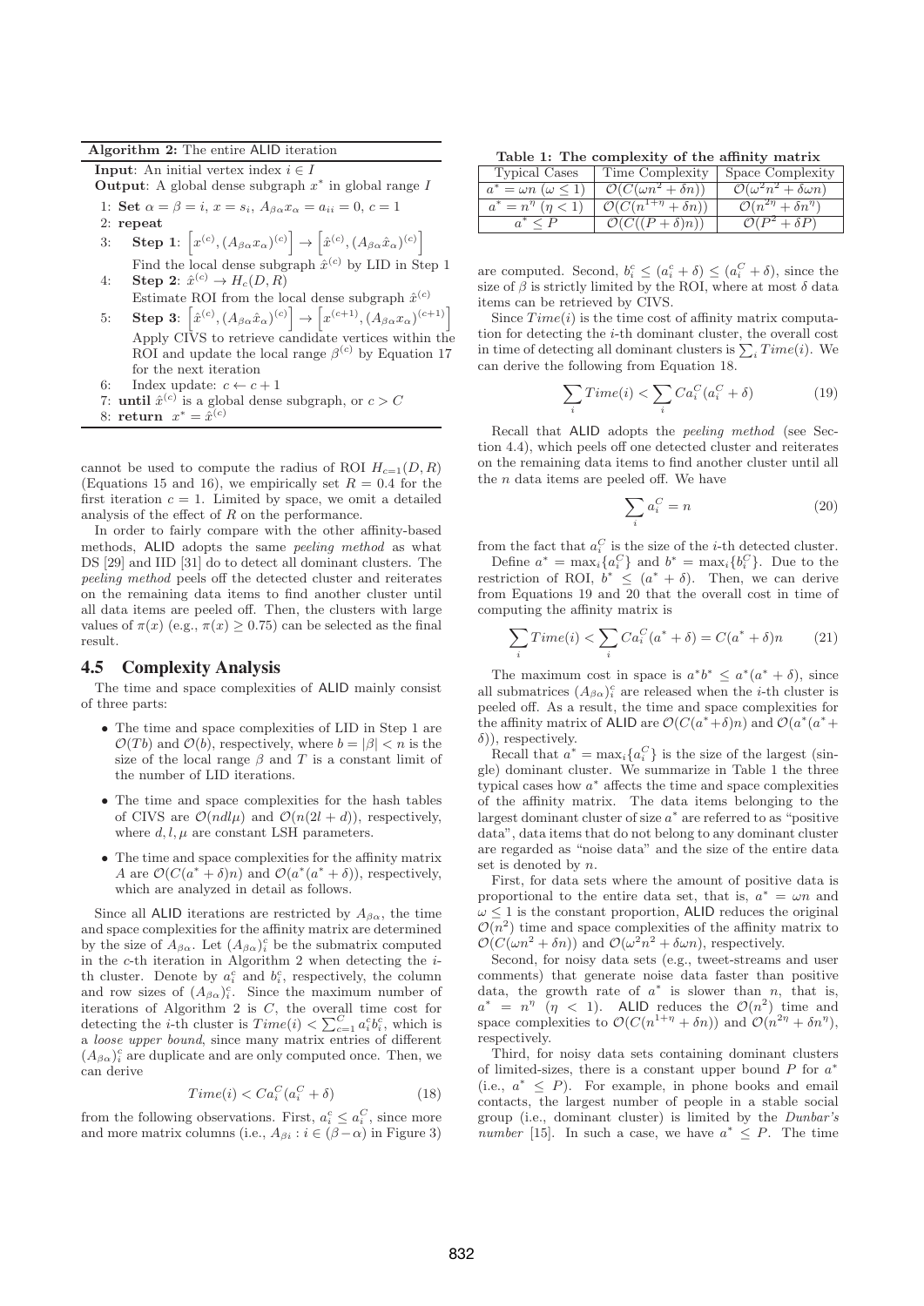**Algorithm 2:** The entire ALID iteration

**Input**: An initial vertex index $i \in I$
**Output**: A global dense subgraph $x^*$ in global range $I$

1: **Set** $\alpha = \beta = i$, $x = s_i$, $A_{\beta\alpha} x_\alpha = a_{ii} = 0$, $c = 1$
2: **repeat**
3: **Step 1**: $\left[x^{(c)}, (A_{\beta\alpha} x_\alpha)^{(c)}\right] \to \left[\hat{x}^{(c)}, (A_{\beta\alpha} \hat{x}_\alpha)^{(c)}\right]$
Find the local dense subgraph $\hat{x}^{(c)}$ by LID in Step 1
4: **Step 2**: $\hat{x}^{(c)} \to H_c(D, R)$
Estimate ROI from the local dense subgraph $\hat{x}^{(c)}$
5: **Step 3**: $\left[\hat{x}^{(c)}, (A_{\beta\alpha} \hat{x}_\alpha)^{(c)}\right] \to \left[x^{(c+1)}, (A_{\beta\alpha} x_\alpha)^{(c+1)}\right]$
Apply CIVS to retrieve candidate vertices within the ROI and update the local range $\beta^{(c)}$ by Equation 17 for the next iteration
6: Index update: $c \leftarrow c + 1$
7: **until** $\hat{x}^{(c)}$ is a global dense subgraph, or $c > C$
8: **return** $x^* = \hat{x}^{(c)}$

cannot be used to compute the radius of ROI $H_{c=1}(D, R)$ (Equations 15 and 16), we empirically set $R = 0.4$ for the first iteration $c = 1$. Limited by space, we omit a detailed analysis of the effect of $R$ on the performance.

In order to fairly compare with the other affinity-based methods, ALID adopts the same *peeling method* as what DS [29] and IID [31] do to detect all dominant clusters. The *peeling method* peels off the detected cluster and reiterates on the remaining data items to find another cluster until all data items are peeled off. Then, the clusters with large values of $\pi(x)$ (e.g., $\pi(x) \geq 0.75$) can be selected as the final result.

## 4.5 Complexity Analysis

The time and space complexities of ALID mainly consist of three parts:

- The time and space complexities of LID in Step 1 are $\mathcal{O}(Tb)$ and $\mathcal{O}(b)$, respectively, where $b = |\beta| < n$ is the size of the local range $\beta$ and $T$ is a constant limit of the number of LID iterations.
- The time and space complexities for the hash tables of CIVS are $\mathcal{O}(ndl\mu)$ and $\mathcal{O}(n(2l + d))$, respectively, where $d, l, \mu$ are constant LSH parameters.
- The time and space complexities for the affinity matrix $A$ are $\mathcal{O}(C(a^* + \delta)n)$ and $\mathcal{O}(a^*(a^* + \delta))$, respectively, which are analyzed in detail as follows.

Since all ALID iterations are restricted by $A_{\beta\alpha}$, the time and space complexities for the affinity matrix are determined by the size of $A_{\beta\alpha}$. Let $(A_{\beta\alpha})_i^c$ be the submatrix computed in the $c$-th iteration in Algorithm 2 when detecting the $i$-th cluster. Denote by $a_i^c$ and $b_i^c$, respectively, the column and row sizes of $(A_{\beta\alpha})_i^c$. Since the maximum number of iterations of Algorithm 2 is $C$, the overall time cost for detecting the $i$-th cluster is $Time(i) < \sum_{c=1}^{C} a_i^c b_i^c$, which is a *loose upper bound*, since many matrix entries of different $(A_{\beta\alpha})_i^c$ are duplicate and are only computed once. Then, we can derive

$$Time(i) < Ca_i^C(a_i^C + \delta) \tag{18}$$

from the following observations. First, $a_i^c \leq a_i^C$, since more and more matrix columns (i.e., $A_{\beta i} : i \in (\beta - \alpha)$ in Figure 3) are computed. Second, $b_i^c \leq (a_i^c + \delta) \leq (a_i^C + \delta)$, since the size of $\beta$ is strictly limited by the ROI, where at most $\delta$ data items can be retrieved by CIVS.

Since $Time(i)$ is the time cost of affinity matrix computation for detecting the $i$-th dominant cluster, the overall cost in time of detecting all dominant clusters is $\sum_i Time(i)$. We can derive the following from Equation 18.

$$\sum_i Time(i) < \sum_i Ca_i^C(a_i^C + \delta) \tag{19}$$

Recall that ALID adopts the *peeling method* (see Section 4.4), which peels off one detected cluster and reiterates on the remaining data items to find another cluster until all the $n$ data items are peeled off. We have

$$\sum_i a_i^C = n \tag{20}$$

from the fact that $a_i^C$ is the size of the $i$-th detected cluster.

Define $a^* = \max_i\{a_i^C\}$ and $b^* = \max_i\{b_i^C\}$. Due to the restriction of ROI, $b^* \leq (a^* + \delta)$. Then, we can derive from Equations 19 and 20 that the overall cost in time of computing the affinity matrix is

$$\sum_i Time(i) < \sum_i Ca_i^C(a^* + \delta) = C(a^* + \delta)n \tag{21}$$

The maximum cost in space is $a^*b^* \leq a^*(a^* + \delta)$, since all submatrices $(A_{\beta\alpha})_i^c$ are released when the $i$-th cluster is peeled off. As a result, the time and space complexities for the affinity matrix of ALID are $\mathcal{O}(C(a^*+\delta)n)$ and $\mathcal{O}(a^*(a^* + \delta))$, respectively.

Recall that $a^* = \max_i\{a_i^C\}$ is the size of the largest (single) dominant cluster. We summarize in Table 1 the three typical cases how $a^*$ affects the time and space complexities of the affinity matrix. The data items belonging to the largest dominant cluster of size $a^*$ are referred to as "positive data", data items that do not belong to any dominant cluster are regarded as "noise data" and the size of the entire data set is denoted by $n$.

**Table 1: The complexity of the affinity matrix**

| Typical Cases | Time Complexity | Space Complexity |
|---|---|---|
| $a^* = \omega n$ ($\omega \leq 1$) | $\mathcal{O}(C(\omega n^2 + \delta n))$ | $\mathcal{O}(\omega^2 n^2 + \delta\omega n)$ |
| $a^* = n^\eta$ ($\eta < 1$) | $\mathcal{O}(C(n^{1+\eta} + \delta n))$ | $\mathcal{O}(n^{2\eta} + \delta n^\eta)$ |
| $a^* \leq P$ | $\mathcal{O}(C((P + \delta)n))$ | $\mathcal{O}(P^2 + \delta P)$ |

First, for data sets where the amount of positive data is proportional to the entire data set, that is, $a^* = \omega n$ and $\omega \leq 1$ is the constant proportion, ALID reduces the original $\mathcal{O}(n^2)$ time and space complexities of the affinity matrix to $\mathcal{O}(C(\omega n^2 + \delta n))$ and $\mathcal{O}(\omega^2 n^2 + \delta\omega n)$, respectively.

Second, for noisy data sets (e.g., tweet-streams and user comments) that generate noise data faster than positive data, the growth rate of $a^*$ is slower than $n$, that is, $a^* = n^\eta$ ($\eta < 1$). ALID reduces the $\mathcal{O}(n^2)$ time and space complexities to $\mathcal{O}(C(n^{1+\eta} + \delta n))$ and $\mathcal{O}(n^{2\eta} + \delta n^\eta)$, respectively.

Third, for noisy data sets containing dominant clusters of limited-sizes, there is a constant upper bound $P$ for $a^*$ (i.e., $a^* \leq P$). For example, in phone books and email contacts, the largest number of people in a stable social group (i.e., dominant cluster) is limited by the *Dunbar's number* [15]. In such a case, we have $a^* \leq P$. The time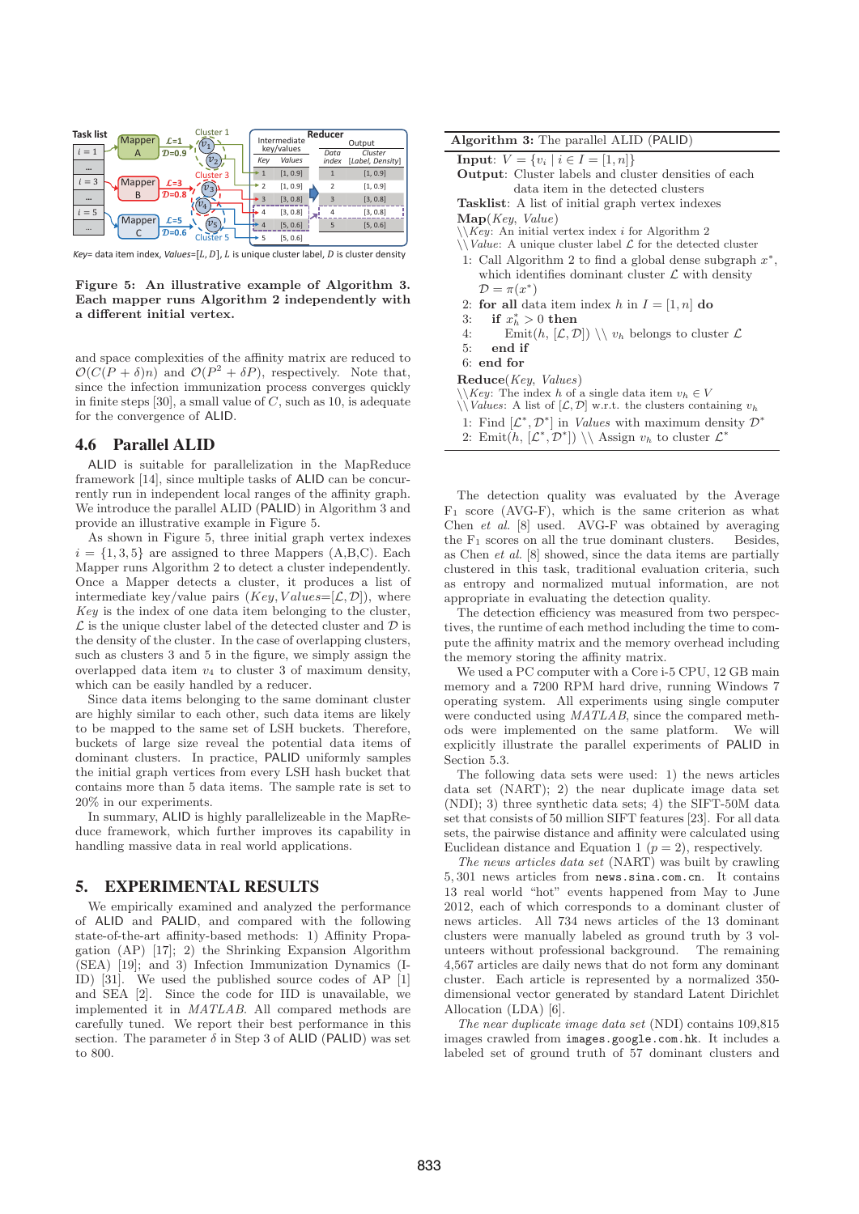Figure 5: An illustrative example of Algorithm 3. Each mapper runs Algorithm 2 independently with a different initial vertex.

and space complexities of the affinity matrix are reduced to $\mathcal{O}(C(P+\delta)n)$ and $\mathcal{O}(P^2+\delta P)$, respectively. Note that, since the infection immunization process converges quickly in finite steps [30], a small value of $C$, such as 10, is adequate for the convergence of ALID.

## 4.6 Parallel ALID

ALID is suitable for parallelization in the MapReduce framework [14], since multiple tasks of ALID can be concurrently run in independent local ranges of the affinity graph. We introduce the parallel ALID (PALID) in Algorithm 3 and provide an illustrative example in Figure 5.

As shown in Figure 5, three initial graph vertex indexes $i = \{1, 3, 5\}$ are assigned to three Mappers (A,B,C). Each Mapper runs Algorithm 2 to detect a cluster independently. Once a Mapper detects a cluster, it produces a list of intermediate key/value pairs ($Key, Values$=$[\mathcal{L}, \mathcal{D}]$), where $Key$ is the index of one data item belonging to the cluster, $\mathcal{L}$ is the unique cluster label of the detected cluster and $\mathcal{D}$ is the density of the cluster. In the case of overlapping clusters, such as clusters 3 and 5 in the figure, we simply assign the overlapped data item $v_4$ to cluster 3 of maximum density, which can be easily handled by a reducer.

Since data items belonging to the same dominant cluster are highly similar to each other, such data items are likely to be mapped to the same set of LSH buckets. Therefore, buckets of large size reveal the potential data items of dominant clusters. In practice, PALID uniformly samples the initial graph vertices from every LSH hash bucket that contains more than 5 data items. The sample rate is set to 20% in our experiments.

In summary, ALID is highly parallelizeable in the MapReduce framework, which further improves its capability in handling massive data in real world applications.

# 5. EXPERIMENTAL RESULTS

We empirically examined and analyzed the performance of ALID and PALID, and compared with the following state-of-the-art affinity-based methods: 1) Affinity Propagation (AP) [17]; 2) the Shrinking Expansion Algorithm (SEA) [19]; and 3) Infection Immunization Dynamics (IID) [31]. We used the published source codes of AP [1] and SEA [2]. Since the code for IID is unavailable, we implemented it in *MATLAB*. All compared methods are carefully tuned. We report their best performance in this section. The parameter $\delta$ in Step 3 of ALID (PALID) was set to 800.

**Algorithm 3:** The parallel ALID (PALID)

**Input**: $V = \{v_i \mid i \in I = [1, n]\}$
**Output**: Cluster labels and cluster densities of each data item in the detected clusters
**Tasklist**: A list of initial graph vertex indexes
**Map**($Key$, $Value$)
\\ $Key$: An initial vertex index $i$ for Algorithm 2
\\ $Value$: A unique cluster label $\mathcal{L}$ for the detected cluster

1: Call Algorithm 2 to find a global dense subgraph $x^*$, which identifies dominant cluster $\mathcal{L}$ with density $\mathcal{D} = \pi(x^*)$
2: **for all** data item index $h$ in $I = [1, n]$ **do**
3: &nbsp;&nbsp;&nbsp;**if** $x^*_h > 0$ **then**
4: &nbsp;&nbsp;&nbsp;&nbsp;&nbsp;&nbsp;Emit($h$, $[\mathcal{L}, \mathcal{D}]$) \\ $v_h$ belongs to cluster $\mathcal{L}$
5: &nbsp;&nbsp;&nbsp;**end if**
6: **end for**

**Reduce**($Key$, $Values$)
\\ $Key$: The index $h$ of a single data item $v_h \in V$
\\ $Values$: A list of $[\mathcal{L}, \mathcal{D}]$ w.r.t. the clusters containing $v_h$

1: Find $[\mathcal{L}^*, \mathcal{D}^*]$ in $Values$ with maximum density $\mathcal{D}^*$
2: Emit($h$, $[\mathcal{L}^*, \mathcal{D}^*]$) \\ Assign $v_h$ to cluster $\mathcal{L}^*$

The detection quality was evaluated by the Average $F_1$ score (AVG-F), which is the same criterion as what Chen *et al.* [8] used. AVG-F was obtained by averaging the $F_1$ scores on all the true dominant clusters. Besides, as Chen *et al.* [8] showed, since the data items are partially clustered in this task, traditional evaluation criteria, such as entropy and normalized mutual information, are not appropriate in evaluating the detection quality.

The detection efficiency was measured from two perspectives, the runtime of each method including the time to compute the affinity matrix and the memory overhead including the memory storing the affinity matrix.

We used a PC computer with a Core i-5 CPU, 12 GB main memory and a 7200 RPM hard drive, running Windows 7 operating system. All experiments using single computer were conducted using *MATLAB*, since the compared methods were implemented on the same platform. We will explicitly illustrate the parallel experiments of PALID in Section 5.3.

The following data sets were used: 1) the news articles data set (NART); 2) the near duplicate image data set (NDI); 3) three synthetic data sets; 4) the SIFT-50M data set that consists of 50 million SIFT features [23]. For all data sets, the pairwise distance and affinity were calculated using Euclidean distance and Equation 1 ($p = 2$), respectively.

*The news articles data set* (NART) was built by crawling 5,301 news articles from `news.sina.com.cn`. It contains 13 real world "hot" events happened from May to June 2012, each of which corresponds to a dominant cluster of news articles. All 734 news articles of the 13 dominant clusters were manually labeled as ground truth by 3 volunteers without professional background. The remaining 4,567 articles are daily news that do not form any dominant cluster. Each article is represented by a normalized 350-dimensional vector generated by standard Latent Dirichlet Allocation (LDA) [6].

*The near duplicate image data set* (NDI) contains 109,815 images crawled from `images.google.com.hk`. It includes a labeled set of ground truth of 57 dominant clusters and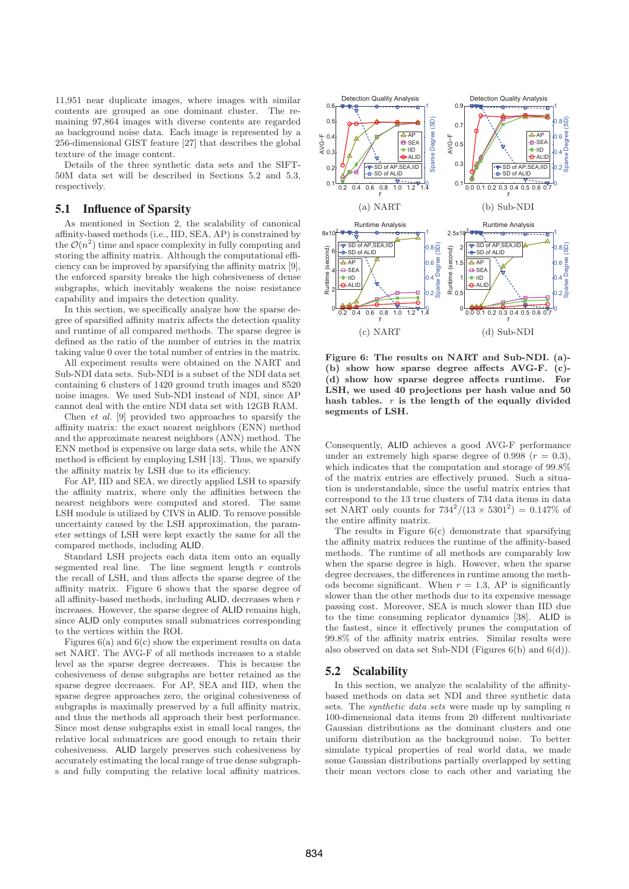11,951 near duplicate images, where images with similar contents are grouped as one dominant cluster. The remaining 97,864 images with diverse contents are regarded as background noise data. Each image is represented by a 256-dimensional GIST feature [27] that describes the global texture of the image content.

Details of the three synthetic data sets and the SIFT-50M data set will be described in Sections 5.2 and 5.3, respectively.

## 5.1 Influence of Sparsity

As mentioned in Section 2, the scalability of canonical affinity-based methods (i.e., IID, SEA, AP) is constrained by the $\mathcal{O}(n^2)$ time and space complexity in fully computing and storing the affinity matrix. Although the computational efficiency can be improved by sparsifying the affinity matrix [9], the enforced sparsity breaks the high cohesiveness of dense subgraphs, which inevitably weakens the noise resistance capability and impairs the detection quality.

In this section, we specifically analyze how the sparse degree of sparsified affinity matrix affects the detection quality and runtime of all compared methods. The sparse degree is defined as the ratio of the number of entries in the matrix taking value 0 over the total number of entries in the matrix.

All experiment results were obtained on the NART and Sub-NDI data sets. Sub-NDI is a subset of the NDI data set containing 6 clusters of 1420 ground truth images and 8520 noise images. We used Sub-NDI instead of NDI, since AP cannot deal with the entire NDI data set with 12GB RAM.

Chen *et al.* [9] provided two approaches to sparsify the affinity matrix: the exact nearest neighbors (ENN) method and the approximate nearest neighbors (ANN) method. The ENN method is expensive on large data sets, while the ANN method is efficient by employing LSH [13]. Thus, we sparsify the affinity matrix by LSH due to its efficiency.

For AP, IID and SEA, we directly applied LSH to sparsify the affinity matrix, where only the affinities between the nearest neighbors were computed and stored. The same LSH module is utilized by CIVS in ALID. To remove possible uncertainty caused by the LSH approximation, the parameter settings of LSH were kept exactly the same for all the compared methods, including ALID.

Standard LSH projects each data item onto an equally segmented real line. The line segment length $r$ controls the recall of LSH, and thus affects the sparse degree of the affinity matrix. Figure 6 shows that the sparse degree of all affinity-based methods, including ALID, decreases when $r$ increases. However, the sparse degree of ALID remains high, since ALID only computes small submatrices corresponding to the vertices within the ROI.

Figures 6(a) and 6(c) show the experiment results on data set NART. The AVG-F of all methods increases to a stable level as the sparse degree decreases. This is because the cohesiveness of dense subgraphs are better retained as the sparse degree decreases. For AP, SEA and IID, when the sparse degree approaches zero, the original cohesiveness of subgraphs is maximally preserved by a full affinity matrix, and thus the methods all approach their best performance. Since most dense subgraphs exist in small local ranges, the relative local submatrices are good enough to retain their cohesiveness. ALID largely preserves such cohesiveness by accurately estimating the local range of true dense subgraphs and fully computing the relative local affinity matrices.

(a) NART

(b) Sub-NDI

(c) NART

(d) Sub-NDI

**Figure 6: The results on NART and Sub-NDI. (a)-(b) show how sparse degree affects AVG-F. (c)-(d) show how sparse degree affects runtime. For LSH, we used 40 projections per hash value and 50 hash tables. $r$ is the length of the equally divided segments of LSH.**

Consequently, ALID achieves a good AVG-F performance under an extremely high sparse degree of 0.998 ($r = 0.3$), which indicates that the computation and storage of 99.8% of the matrix entries are effectively pruned. Such a situation is understandable, since the useful matrix entries that correspond to the 13 true clusters of 734 data items in data set NART only counts for $734^2/(13 \times 5301^2) = 0.147\%$ of the entire affinity matrix.

The results in Figure 6(c) demonstrate that sparsifying the affinity matrix reduces the runtime of the affinity-based methods. The runtime of all methods are comparably low when the sparse degree is high. However, when the sparse degree decreases, the differences in runtime among the methods become significant. When $r = 1.3$, AP is significantly slower than the other methods due to its expensive message passing cost. Moreover, SEA is much slower than IID due to the time consuming replicator dynamics [38]. ALID is the fastest, since it effectively prunes the computation of 99.8% of the affinity matrix entries. Similar results were also observed on data set Sub-NDI (Figures 6(b) and 6(d)).

## 5.2 Scalability

In this section, we analyze the scalability of the affinity-based methods on data set NDI and three synthetic data sets. The *synthetic data sets* were made up by sampling $n$ 100-dimensional data items from 20 different multivariate Gaussian distributions as the dominant clusters and one uniform distribution as the background noise. To better simulate typical properties of real world data, we made some Gaussian distributions partially overlapped by setting their mean vectors close to each other and variating the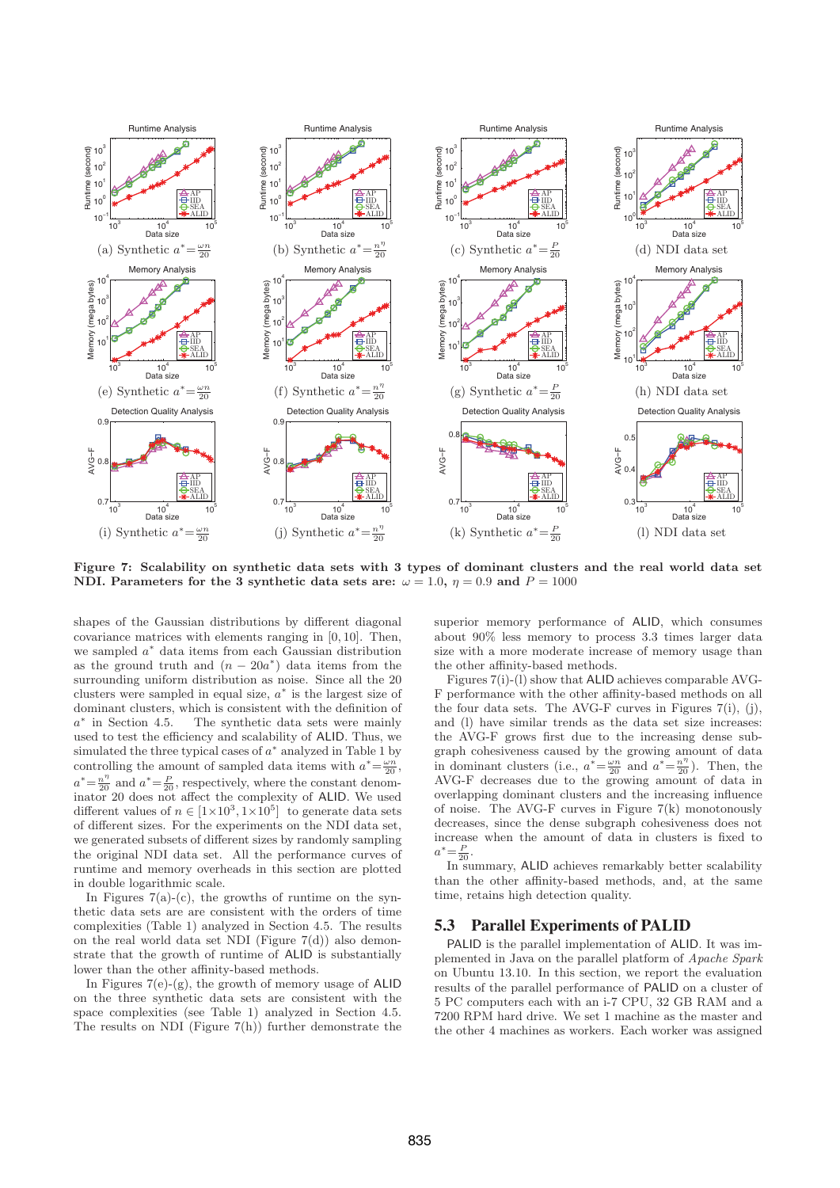(a) Synthetic $a^*=\frac{\omega n}{20}$ (b) Synthetic $a^*=\frac{n^\eta}{20}$ (c) Synthetic $a^*=\frac{P}{20}$ (d) NDI data set

(e) Synthetic $a^*=\frac{\omega n}{20}$ (f) Synthetic $a^*=\frac{n^\eta}{20}$ (g) Synthetic $a^*=\frac{P}{20}$ (h) NDI data set

(i) Synthetic $a^*=\frac{\omega n}{20}$ (j) Synthetic $a^*=\frac{n^\eta}{20}$ (k) Synthetic $a^*=\frac{P}{20}$ (l) NDI data set

**Figure 7: Scalability on synthetic data sets with 3 types of dominant clusters and the real world data set NDI. Parameters for the 3 synthetic data sets are:** $\omega = 1.0$, $\eta = 0.9$ **and** $P = 1000$

shapes of the Gaussian distributions by different diagonal covariance matrices with elements ranging in [0, 10]. Then, we sampled $a^*$ data items from each Gaussian distribution as the ground truth and $(n - 20a^*)$ data items from the surrounding uniform distribution as noise. Since all the 20 clusters were sampled in equal size, $a^*$ is the largest size of dominant clusters, which is consistent with the definition of $a^*$ in Section 4.5. The synthetic data sets were mainly used to test the efficiency and scalability of ALID. Thus, we simulated the three typical cases of $a^*$ analyzed in Table 1 by controlling the amount of sampled data items with $a^*=\frac{\omega n}{20}$, $a^*=\frac{n^\eta}{20}$ and $a^*=\frac{P}{20}$, respectively, where the constant denominator 20 does not affect the complexity of ALID. We used different values of $n \in [1\times10^3, 1\times10^5]$ to generate data sets of different sizes. For the experiments on the NDI data set, we generated subsets of different sizes by randomly sampling the original NDI data set. All the performance curves of runtime and memory overheads in this section are plotted in double logarithmic scale.

In Figures 7(a)-(c), the growths of runtime on the synthetic data sets are consistent with the orders of time complexities (Table 1) analyzed in Section 4.5. The results on the real world data set NDI (Figure 7(d)) also demonstrate that the growth of runtime of ALID is substantially lower than the other affinity-based methods.

In Figures 7(e)-(g), the growth of memory usage of ALID on the three synthetic data sets are consistent with the space complexities (see Table 1) analyzed in Section 4.5. The results on NDI (Figure 7(h)) further demonstrate the superior memory performance of ALID, which consumes about 90% less memory to process 3.3 times larger data size with a more moderate increase of memory usage than the other affinity-based methods.

Figures 7(i)-(l) show that ALID achieves comparable AVG-F performance with the other affinity-based methods on all the four data sets. The AVG-F curves in Figures 7(i), (j), and (l) have similar trends as the data set size increases: the AVG-F grows first due to the increasing dense subgraph cohesiveness caused by the growing amount of data in dominant clusters (i.e., $a^*=\frac{\omega n}{20}$ and $a^*=\frac{n^\eta}{20}$). Then, the AVG-F decreases due to the growing amount of data in overlapping dominant clusters and the increasing influence of noise. The AVG-F curves in Figure 7(k) monotonously decreases, since the dense subgraph cohesiveness does not increase when the amount of data in clusters is fixed to $a^*=\frac{P}{20}$.

In summary, ALID achieves remarkably better scalability than the other affinity-based methods, and, at the same time, retains high detection quality.

## 5.3 Parallel Experiments of PALID

PALID is the parallel implementation of ALID. It was implemented in Java on the parallel platform of *Apache Spark* on Ubuntu 13.10. In this section, we report the evaluation results of the parallel performance of PALID on a cluster of 5 PC computers each with an i-7 CPU, 32 GB RAM and a 7200 RPM hard drive. We set 1 machine as the master and the other 4 machines as workers. Each worker was assigned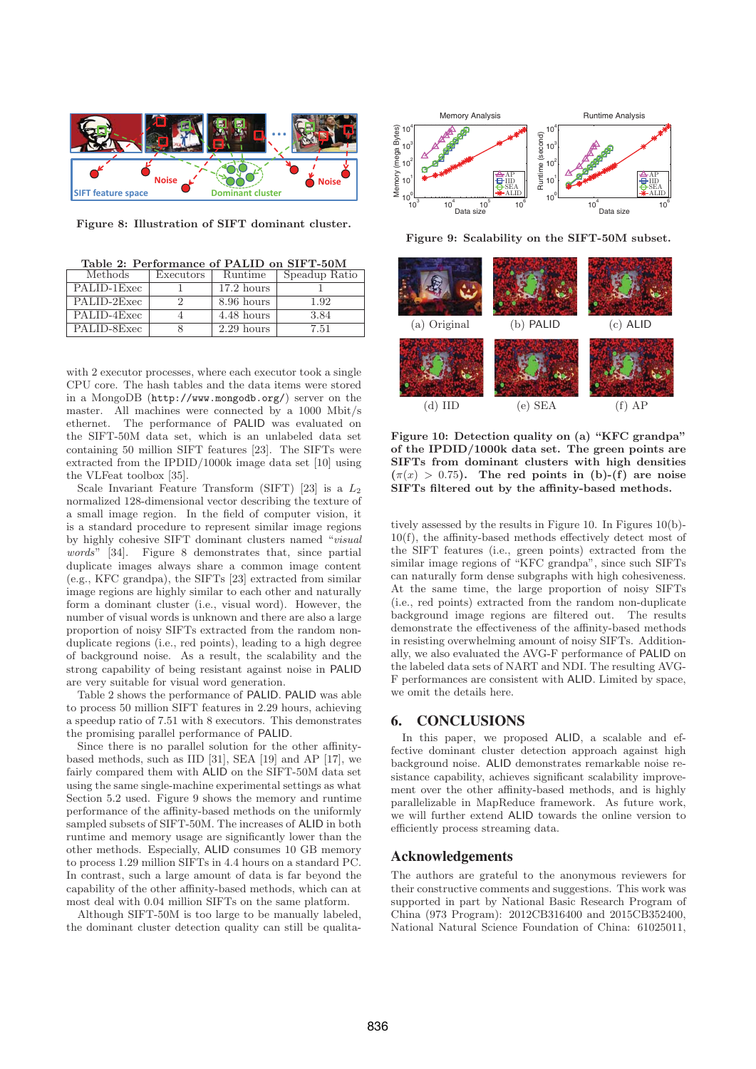Figure 8: Illustration of SIFT dominant cluster.

Table 2: Performance of PALID on SIFT-50M

| Methods | Executors | Runtime | Speedup Ratio |
|---|---|---|---|
| PALID-1Exec | 1 | 17.2 hours | 1 |
| PALID-2Exec | 2 | 8.96 hours | 1.92 |
| PALID-4Exec | 4 | 4.48 hours | 3.84 |
| PALID-8Exec | 8 | 2.29 hours | 7.51 |

with 2 executor processes, where each executor took a single CPU core. The hash tables and the data items were stored in a MongoDB (http://www.mongodb.org/) server on the master. All machines were connected by a 1000 Mbit/s ethernet. The performance of PALID was evaluated on the SIFT-50M data set, which is an unlabeled data set containing 50 million SIFT features [23]. The SIFTs were extracted from the IPDID/1000k image data set [10] using the VLFeat toolbox [35].

Scale Invariant Feature Transform (SIFT) [23] is a $L_2$ normalized 128-dimensional vector describing the texture of a small image region. In the field of computer vision, it is a standard procedure to represent similar image regions by highly cohesive SIFT dominant clusters named "*visual words*" [34]. Figure 8 demonstrates that, since partial duplicate images always share a common image content (e.g., KFC grandpa), the SIFTs [23] extracted from similar image regions are highly similar to each other and naturally form a dominant cluster (i.e., visual word). However, the number of visual words is unknown and there are also a large proportion of noisy SIFTs extracted from the random non-duplicate regions (i.e., red points), leading to a high degree of background noise. As a result, the scalability and the strong capability of being resistant against noise in PALID are very suitable for visual word generation.

Table 2 shows the performance of PALID. PALID was able to process 50 million SIFT features in 2.29 hours, achieving a speedup ratio of 7.51 with 8 executors. This demonstrates the promising parallel performance of PALID.

Since there is no parallel solution for the other affinity-based methods, such as IID [31], SEA [19] and AP [17], we fairly compared them with ALID on the SIFT-50M data set using the same single-machine experimental settings as what Section 5.2 used. Figure 9 shows the memory and runtime performance of the affinity-based methods on the uniformly sampled subsets of SIFT-50M. The increases of ALID in both runtime and memory usage are significantly lower than the other methods. Especially, ALID consumes 10 GB memory to process 1.29 million SIFTs in 4.4 hours on a standard PC. In contrast, such a large amount of data is far beyond the capability of the other affinity-based methods, which can at most deal with 0.04 million SIFTs on the same platform.

Although SIFT-50M is too large to be manually labeled, the dominant cluster detection quality can still be qualitatively assessed by the results in Figure 10. In Figures 10(b)-10(f), the affinity-based methods effectively detect most of the SIFT features (i.e., green points) extracted from the similar image regions of "KFC grandpa", since such SIFTs can naturally form dense subgraphs with high cohesiveness. At the same time, the large proportion of noisy SIFTs (i.e., red points) extracted from the random non-duplicate background image regions are filtered out. The results demonstrate the effectiveness of the affinity-based methods in resisting overwhelming amount of noisy SIFTs. Additionally, we also evaluated the AVG-F performance of PALID on the labeled data sets of NART and NDI. The resulting AVG-F performances are consistent with ALID. Limited by space, we omit the details here.

Figure 9: Scalability on the SIFT-50M subset.

Figure 10: Detection quality on (a) "KFC grandpa" of the IPDID/1000k data set. The green points are SIFTs from dominant clusters with high densities ($\pi(x) > 0.75$). The red points in (b)-(f) are noise SIFTs filtered out by the affinity-based methods.

## 6. CONCLUSIONS

In this paper, we proposed ALID, a scalable and effective dominant cluster detection approach against high background noise. ALID demonstrates remarkable noise resistance capability, achieves significant scalability improvement over the other affinity-based methods, and is highly parallelizable in MapReduce framework. As future work, we will further extend ALID towards the online version to efficiently process streaming data.

## Acknowledgements

The authors are grateful to the anonymous reviewers for their constructive comments and suggestions. This work was supported in part by National Basic Research Program of China (973 Program): 2012CB316400 and 2015CB352400, National Natural Science Foundation of China: 61025011,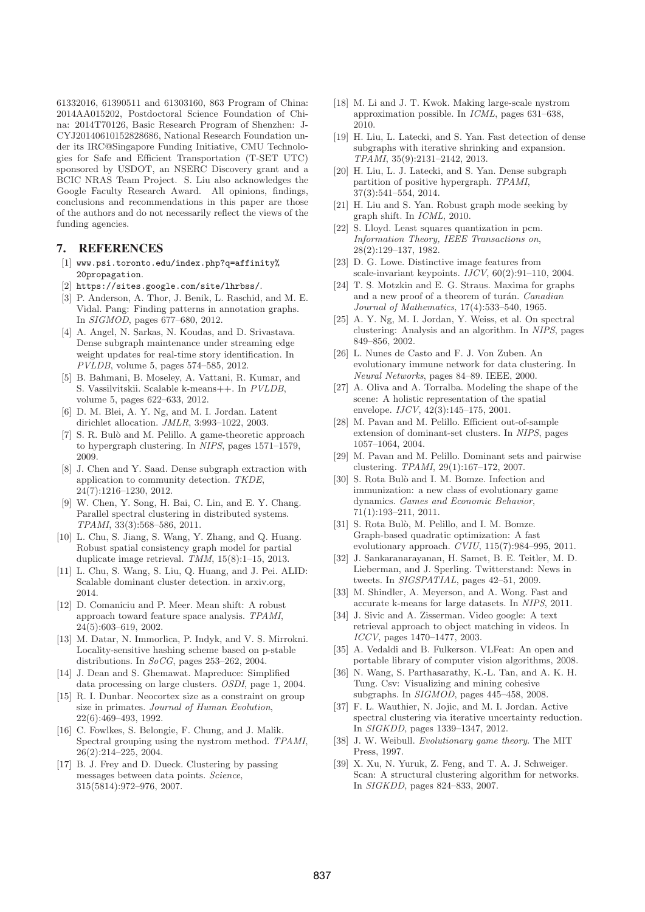61332016, 61390511 and 61303160, 863 Program of China: 2014AA015202, Postdoctoral Science Foundation of China: 2014T70126, Basic Research Program of Shenzhen: JCYJ20140610152828686, National Research Foundation under its IRC@Singapore Funding Initiative, CMU Technologies for Safe and Efficient Transportation (T-SET UTC) sponsored by USDOT, an NSERC Discovery grant and a BCIC NRAS Team Project. S. Liu also acknowledges the Google Faculty Research Award. All opinions, findings, conclusions and recommendations in this paper are those of the authors and do not necessarily reflect the views of the funding agencies.

# 7. REFERENCES

[1] www.psi.toronto.edu/index.php?q=affinity%20propagation.

[2] https://sites.google.com/site/lhrbss/.

[3] P. Anderson, A. Thor, J. Benik, L. Raschid, and M. E. Vidal. Pang: Finding patterns in annotation graphs. In *SIGMOD*, pages 677–680, 2012.

[4] A. Angel, N. Sarkas, N. Koudas, and D. Srivastava. Dense subgraph maintenance under streaming edge weight updates for real-time story identification. In *PVLDB*, volume 5, pages 574–585, 2012.

[5] B. Bahmani, B. Moseley, A. Vattani, R. Kumar, and S. Vassilvitskii. Scalable k-means++. In *PVLDB*, volume 5, pages 622–633, 2012.

[6] D. M. Blei, A. Y. Ng, and M. I. Jordan. Latent dirichlet allocation. *JMLR*, 3:993–1022, 2003.

[7] S. R. Bulò and M. Pelillo. A game-theoretic approach to hypergraph clustering. In *NIPS*, pages 1571–1579, 2009.

[8] J. Chen and Y. Saad. Dense subgraph extraction with application to community detection. *TKDE*, 24(7):1216–1230, 2012.

[9] W. Chen, Y. Song, H. Bai, C. Lin, and E. Y. Chang. Parallel spectral clustering in distributed systems. *TPAMI*, 33(3):568–586, 2011.

[10] L. Chu, S. Jiang, S. Wang, Y. Zhang, and Q. Huang. Robust spatial consistency graph model for partial duplicate image retrieval. *TMM*, 15(8):1–15, 2013.

[11] L. Chu, S. Wang, S. Liu, Q. Huang, and J. Pei. ALID: Scalable dominant cluster detection. in arxiv.org, 2014.

[12] D. Comaniciu and P. Meer. Mean shift: A robust approach toward feature space analysis. *TPAMI*, 24(5):603–619, 2002.

[13] M. Datar, N. Immorlica, P. Indyk, and V. S. Mirrokni. Locality-sensitive hashing scheme based on p-stable distributions. In *SoCG*, pages 253–262, 2004.

[14] J. Dean and S. Ghemawat. Mapreduce: Simplified data processing on large clusters. *OSDI*, page 1, 2004.

[15] R. I. Dunbar. Neocortex size as a constraint on group size in primates. *Journal of Human Evolution*, 22(6):469–493, 1992.

[16] C. Fowlkes, S. Belongie, F. Chung, and J. Malik. Spectral grouping using the nystrom method. *TPAMI*, 26(2):214–225, 2004.

[17] B. J. Frey and D. Dueck. Clustering by passing messages between data points. *Science*, 315(5814):972–976, 2007.

[18] M. Li and J. T. Kwok. Making large-scale nystrom approximation possible. In *ICML*, pages 631–638, 2010.

[19] H. Liu, L. Latecki, and S. Yan. Fast detection of dense subgraphs with iterative shrinking and expansion. *TPAMI*, 35(9):2131–2142, 2013.

[20] H. Liu, L. J. Latecki, and S. Yan. Dense subgraph partition of positive hypergraph. *TPAMI*, 37(3):541–554, 2014.

[21] H. Liu and S. Yan. Robust graph mode seeking by graph shift. In *ICML*, 2010.

[22] S. Lloyd. Least squares quantization in pcm. *Information Theory, IEEE Transactions on*, 28(2):129–137, 1982.

[23] D. G. Lowe. Distinctive image features from scale-invariant keypoints. *IJCV*, 60(2):91–110, 2004.

[24] T. S. Motzkin and E. G. Straus. Maxima for graphs and a new proof of a theorem of turán. *Canadian Journal of Mathematics*, 17(4):533–540, 1965.

[25] A. Y. Ng, M. I. Jordan, Y. Weiss, et al. On spectral clustering: Analysis and an algorithm. In *NIPS*, pages 849–856, 2002.

[26] L. Nunes de Casto and F. J. Von Zuben. An evolutionary immune network for data clustering. In *Neural Networks*, pages 84–89. IEEE, 2000.

[27] A. Oliva and A. Torralba. Modeling the shape of the scene: A holistic representation of the spatial envelope. *IJCV*, 42(3):145–175, 2001.

[28] M. Pavan and M. Pelillo. Efficient out-of-sample extension of dominant-set clusters. In *NIPS*, pages 1057–1064, 2004.

[29] M. Pavan and M. Pelillo. Dominant sets and pairwise clustering. *TPAMI*, 29(1):167–172, 2007.

[30] S. Rota Bulò and I. M. Bomze. Infection and immunization: a new class of evolutionary game dynamics. *Games and Economic Behavior*, 71(1):193–211, 2011.

[31] S. Rota Bulò, M. Pelillo, and I. M. Bomze. Graph-based quadratic optimization: A fast evolutionary approach. *CVIU*, 115(7):984–995, 2011.

[32] J. Sankaranarayanan, H. Samet, B. E. Teitler, M. D. Lieberman, and J. Sperling. Twitterstand: News in tweets. In *SIGSPATIAL*, pages 42–51, 2009.

[33] M. Shindler, A. Meyerson, and A. Wong. Fast and accurate k-means for large datasets. In *NIPS*, 2011.

[34] J. Sivic and A. Zisserman. Video google: A text retrieval approach to object matching in videos. In *ICCV*, pages 1470–1477, 2003.

[35] A. Vedaldi and B. Fulkerson. VLFeat: An open and portable library of computer vision algorithms, 2008.

[36] N. Wang, S. Parthasarathy, K.-L. Tan, and A. K. H. Tung. Csv: Visualizing and mining cohesive subgraphs. In *SIGMOD*, pages 445–458, 2008.

[37] F. L. Wauthier, N. Jojic, and M. I. Jordan. Active spectral clustering via iterative uncertainty reduction. In *SIGKDD*, pages 1339–1347, 2012.

[38] J. W. Weibull. *Evolutionary game theory*. The MIT Press, 1997.

[39] X. Xu, N. Yuruk, Z. Feng, and T. A. J. Schweiger. Scan: A structural clustering algorithm for networks. In *SIGKDD*, pages 824–833, 2007.